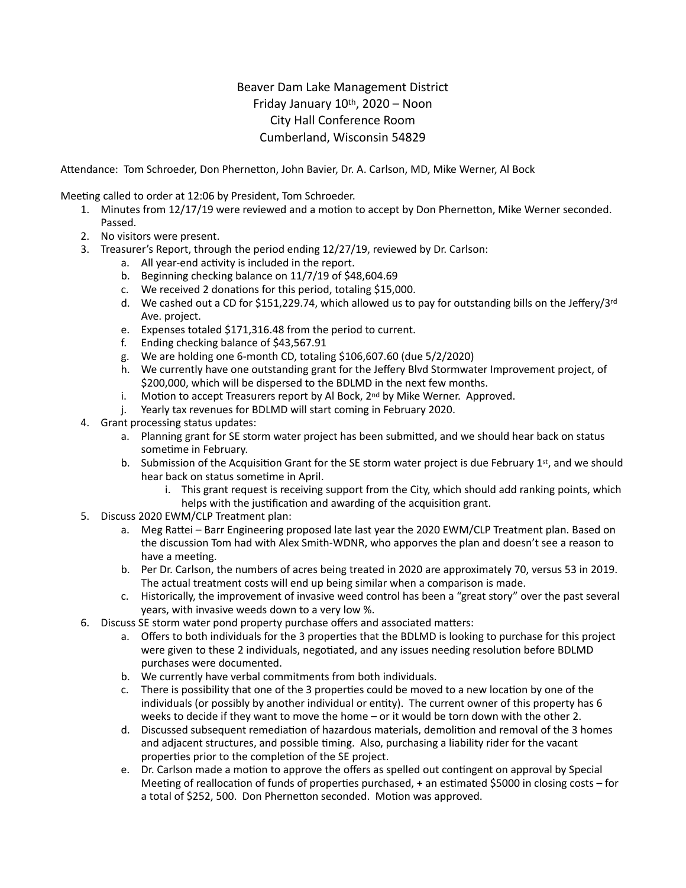# Beaver Dam Lake Management District
## Friday January 10th, 2020 – Noon
## City Hall Conference Room
## Cumberland, Wisconsin 54829

Attendance: Tom Schroeder, Don Phernetton, John Bavier, Dr. A. Carlson, MD, Mike Werner, Al Bock

Meeting called to order at 12:06 by President, Tom Schroeder.

1. Minutes from 12/17/19 were reviewed and a motion to accept by Don Phernetton, Mike Werner seconded. Passed.
2. No visitors were present.
3. Treasurer's Report, through the period ending 12/27/19, reviewed by Dr. Carlson:
   a. All year-end activity is included in the report.
   b. Beginning checking balance on 11/7/19 of $48,604.69
   c. We received 2 donations for this period, totaling $15,000.
   d. We cashed out a CD for $151,229.74, which allowed us to pay for outstanding bills on the Jeffery/3rd Ave. project.
   e. Expenses totaled $171,316.48 from the period to current.
   f. Ending checking balance of $43,567.91
   g. We are holding one 6-month CD, totaling $106,607.60 (due 5/2/2020)
   h. We currently have one outstanding grant for the Jeffery Blvd Stormwater Improvement project, of $200,000, which will be dispersed to the BDLMD in the next few months.
   i. Motion to accept Treasurers report by Al Bock, 2nd by Mike Werner. Approved.
   j. Yearly tax revenues for BDLMD will start coming in February 2020.
4. Grant processing status updates:
   a. Planning grant for SE storm water project has been submitted, and we should hear back on status sometime in February.
   b. Submission of the Acquisition Grant for the SE storm water project is due February 1st, and we should hear back on status sometime in April.
      i. This grant request is receiving support from the City, which should add ranking points, which helps with the justification and awarding of the acquisition grant.
5. Discuss 2020 EWM/CLP Treatment plan:
   a. Meg Rattei – Barr Engineering proposed late last year the 2020 EWM/CLP Treatment plan. Based on the discussion Tom had with Alex Smith-WDNR, who apporves the plan and doesn't see a reason to have a meeting.
   b. Per Dr. Carlson, the numbers of acres being treated in 2020 are approximately 70, versus 53 in 2019. The actual treatment costs will end up being similar when a comparison is made.
   c. Historically, the improvement of invasive weed control has been a "great story" over the past several years, with invasive weeds down to a very low %.
6. Discuss SE storm water pond property purchase offers and associated matters:
   a. Offers to both individuals for the 3 properties that the BDLMD is looking to purchase for this project were given to these 2 individuals, negotiated, and any issues needing resolution before BDLMD purchases were documented.
   b. We currently have verbal commitments from both individuals.
   c. There is possibility that one of the 3 properties could be moved to a new location by one of the individuals (or possibly by another individual or entity). The current owner of this property has 6 weeks to decide if they want to move the home – or it would be torn down with the other 2.
   d. Discussed subsequent remediation of hazardous materials, demolition and removal of the 3 homes and adjacent structures, and possible timing. Also, purchasing a liability rider for the vacant properties prior to the completion of the SE project.
   e. Dr. Carlson made a motion to approve the offers as spelled out contingent on approval by Special Meeting of reallocation of funds of properties purchased, + an estimated $5000 in closing costs – for a total of $252, 500. Don Phernetton seconded. Motion was approved.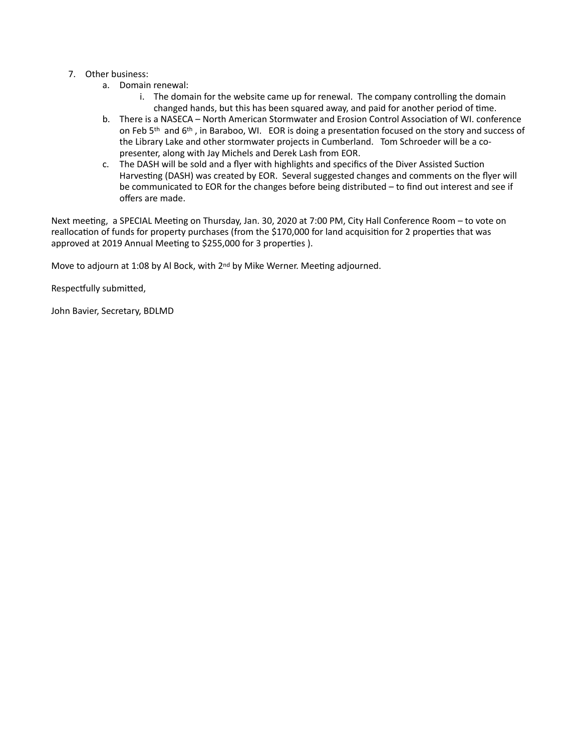7. Other business:
    a. Domain renewal:
        i. The domain for the website came up for renewal. The company controlling the domain changed hands, but this has been squared away, and paid for another period of time.
    b. There is a NASECA – North American Stormwater and Erosion Control Association of WI. conference on Feb 5th and 6th , in Baraboo, WI. EOR is doing a presentation focused on the story and success of the Library Lake and other stormwater projects in Cumberland. Tom Schroeder will be a co-presenter, along with Jay Michels and Derek Lash from EOR.
    c. The DASH will be sold and a flyer with highlights and specifics of the Diver Assisted Suction Harvesting (DASH) was created by EOR. Several suggested changes and comments on the flyer will be communicated to EOR for the changes before being distributed – to find out interest and see if offers are made.

Next meeting, a SPECIAL Meeting on Thursday, Jan. 30, 2020 at 7:00 PM, City Hall Conference Room – to vote on reallocation of funds for property purchases (from the $170,000 for land acquisition for 2 properties that was approved at 2019 Annual Meeting to $255,000 for 3 properties ).

Move to adjourn at 1:08 by Al Bock, with 2nd by Mike Werner. Meeting adjourned.

Respectfully submitted,

John Bavier, Secretary, BDLMD